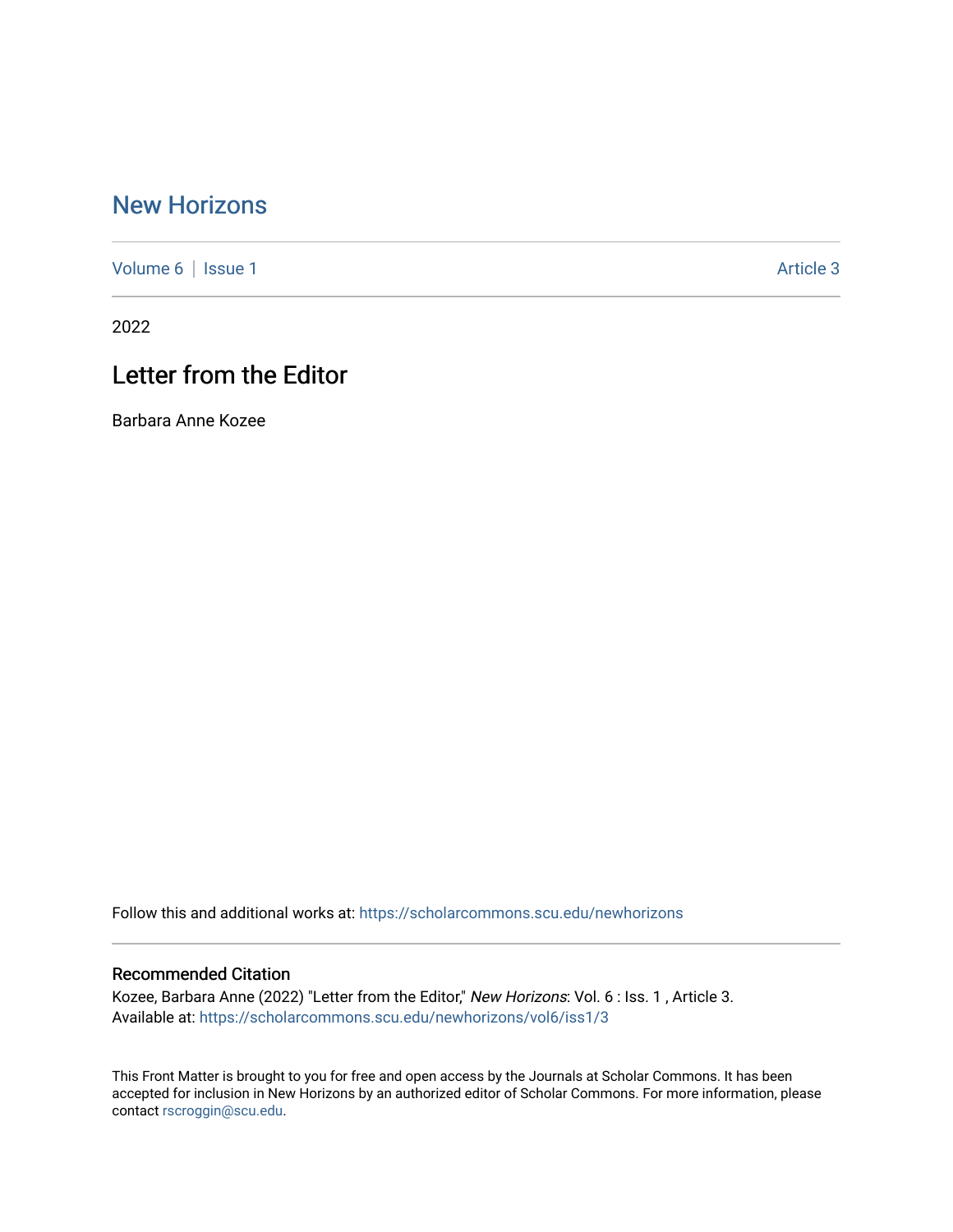# New Horizons

Volume 6 | Issue 1 Article 3

2022

## Letter from the Editor

Barbara Anne Kozee

Follow this and additional works at: https://scholarcommons.scu.edu/newhorizons

### Recommended Citation

Kozee, Barbara Anne (2022) "Letter from the Editor," *New Horizons*: Vol. 6 : Iss. 1 , Article 3.
Available at: https://scholarcommons.scu.edu/newhorizons/vol6/iss1/3

This Front Matter is brought to you for free and open access by the Journals at Scholar Commons. It has been accepted for inclusion in New Horizons by an authorized editor of Scholar Commons. For more information, please contact rscroggin@scu.edu.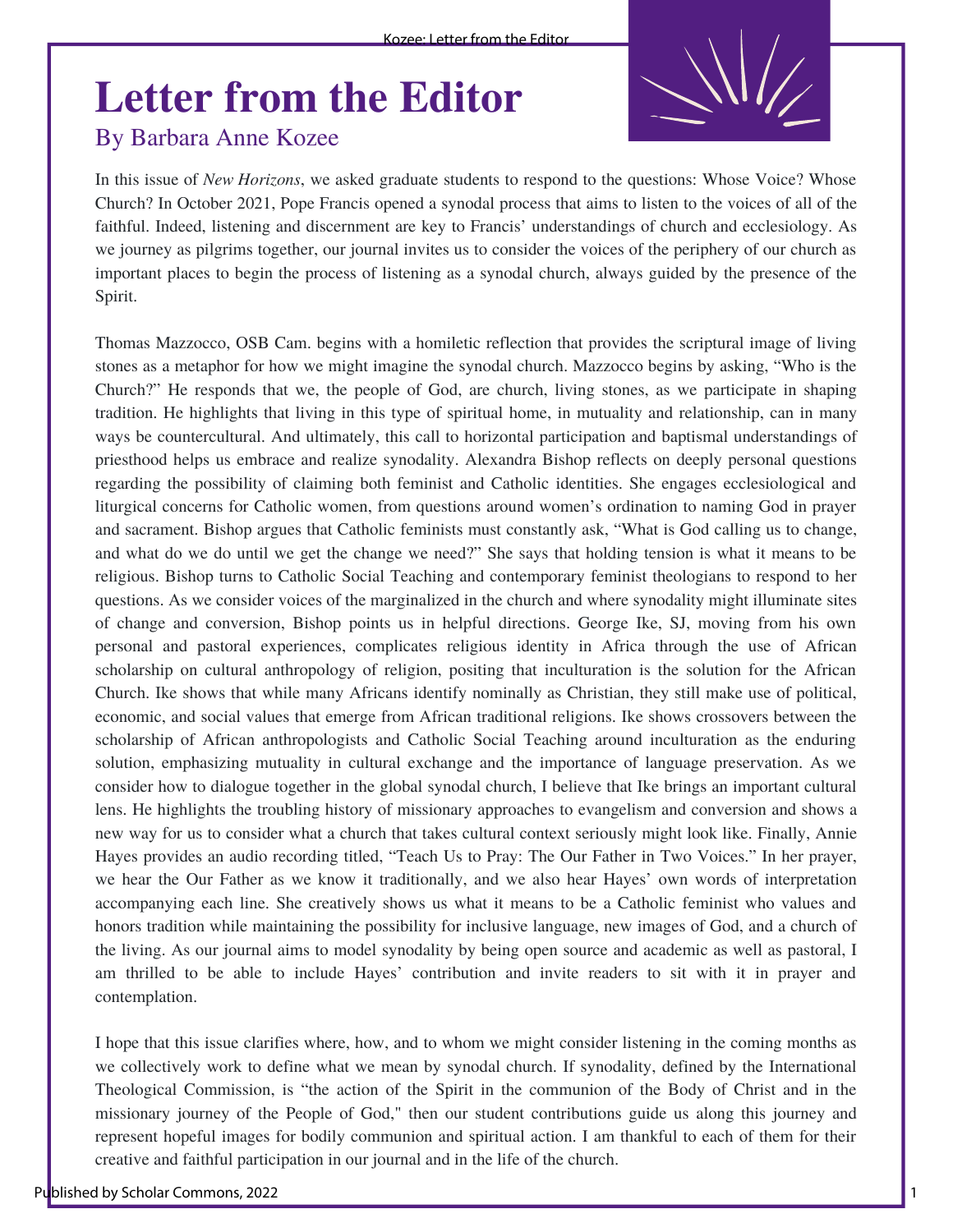# Letter from the Editor

By Barbara Anne Kozee

In this issue of *New Horizons*, we asked graduate students to respond to the questions: Whose Voice? Whose Church? In October 2021, Pope Francis opened a synodal process that aims to listen to the voices of all of the faithful. Indeed, listening and discernment are key to Francis' understandings of church and ecclesiology. As we journey as pilgrims together, our journal invites us to consider the voices of the periphery of our church as important places to begin the process of listening as a synodal church, always guided by the presence of the Spirit.

Thomas Mazzocco, OSB Cam. begins with a homiletic reflection that provides the scriptural image of living stones as a metaphor for how we might imagine the synodal church. Mazzocco begins by asking, "Who is the Church?" He responds that we, the people of God, are church, living stones, as we participate in shaping tradition. He highlights that living in this type of spiritual home, in mutuality and relationship, can in many ways be countercultural. And ultimately, this call to horizontal participation and baptismal understandings of priesthood helps us embrace and realize synodality. Alexandra Bishop reflects on deeply personal questions regarding the possibility of claiming both feminist and Catholic identities. She engages ecclesiological and liturgical concerns for Catholic women, from questions around women's ordination to naming God in prayer and sacrament. Bishop argues that Catholic feminists must constantly ask, "What is God calling us to change, and what do we do until we get the change we need?" She says that holding tension is what it means to be religious. Bishop turns to Catholic Social Teaching and contemporary feminist theologians to respond to her questions. As we consider voices of the marginalized in the church and where synodality might illuminate sites of change and conversion, Bishop points us in helpful directions. George Ike, SJ, moving from his own personal and pastoral experiences, complicates religious identity in Africa through the use of African scholarship on cultural anthropology of religion, positing that inculturation is the solution for the African Church. Ike shows that while many Africans identify nominally as Christian, they still make use of political, economic, and social values that emerge from African traditional religions. Ike shows crossovers between the scholarship of African anthropologists and Catholic Social Teaching around inculturation as the enduring solution, emphasizing mutuality in cultural exchange and the importance of language preservation. As we consider how to dialogue together in the global synodal church, I believe that Ike brings an important cultural lens. He highlights the troubling history of missionary approaches to evangelism and conversion and shows a new way for us to consider what a church that takes cultural context seriously might look like. Finally, Annie Hayes provides an audio recording titled, "Teach Us to Pray: The Our Father in Two Voices." In her prayer, we hear the Our Father as we know it traditionally, and we also hear Hayes' own words of interpretation accompanying each line. She creatively shows us what it means to be a Catholic feminist who values and honors tradition while maintaining the possibility for inclusive language, new images of God, and a church of the living. As our journal aims to model synodality by being open source and academic as well as pastoral, I am thrilled to be able to include Hayes' contribution and invite readers to sit with it in prayer and contemplation.

I hope that this issue clarifies where, how, and to whom we might consider listening in the coming months as we collectively work to define what we mean by synodal church. If synodality, defined by the International Theological Commission, is "the action of the Spirit in the communion of the Body of Christ and in the missionary journey of the People of God," then our student contributions guide us along this journey and represent hopeful images for bodily communion and spiritual action. I am thankful to each of them for their creative and faithful participation in our journal and in the life of the church.